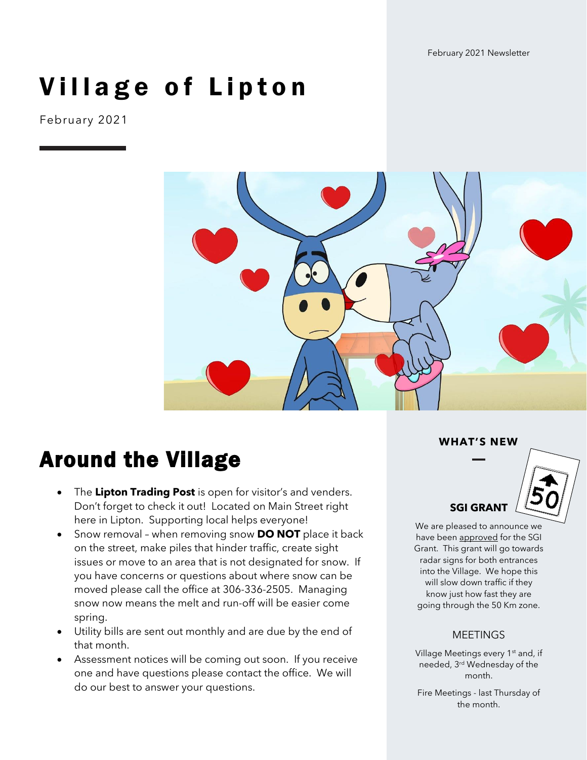February 2021 Newsletter

# Village of Lipton

February 2021

## Around the Village

- The **Lipton Trading Post** is open for visitor's and venders. Don't forget to check it out! Located on Main Street right here in Lipton. Supporting local helps everyone!
- Snow removal – when removing snow **DO NOT** place it back on the street, make piles that hinder traffic, create sight issues or move to an area that is not designated for snow. If you have concerns or questions about where snow can be moved please call the office at 306-336-2505. Managing snow now means the melt and run-off will be easier come spring.
- Utility bills are sent out monthly and are due by the end of that month.
- Assessment notices will be coming out soon. If you receive one and have questions please contact the office. We will do our best to answer your questions.

### WHAT'S NEW

#### SGI GRANT

We are pleased to announce we have been approved for the SGI Grant. This grant will go towards radar signs for both entrances into the Village. We hope this will slow down traffic if they know just how fast they are going through the 50 Km zone.

#### MEETINGS

Village Meetings every 1st and, if needed, 3rd Wednesday of the month.

Fire Meetings - last Thursday of the month.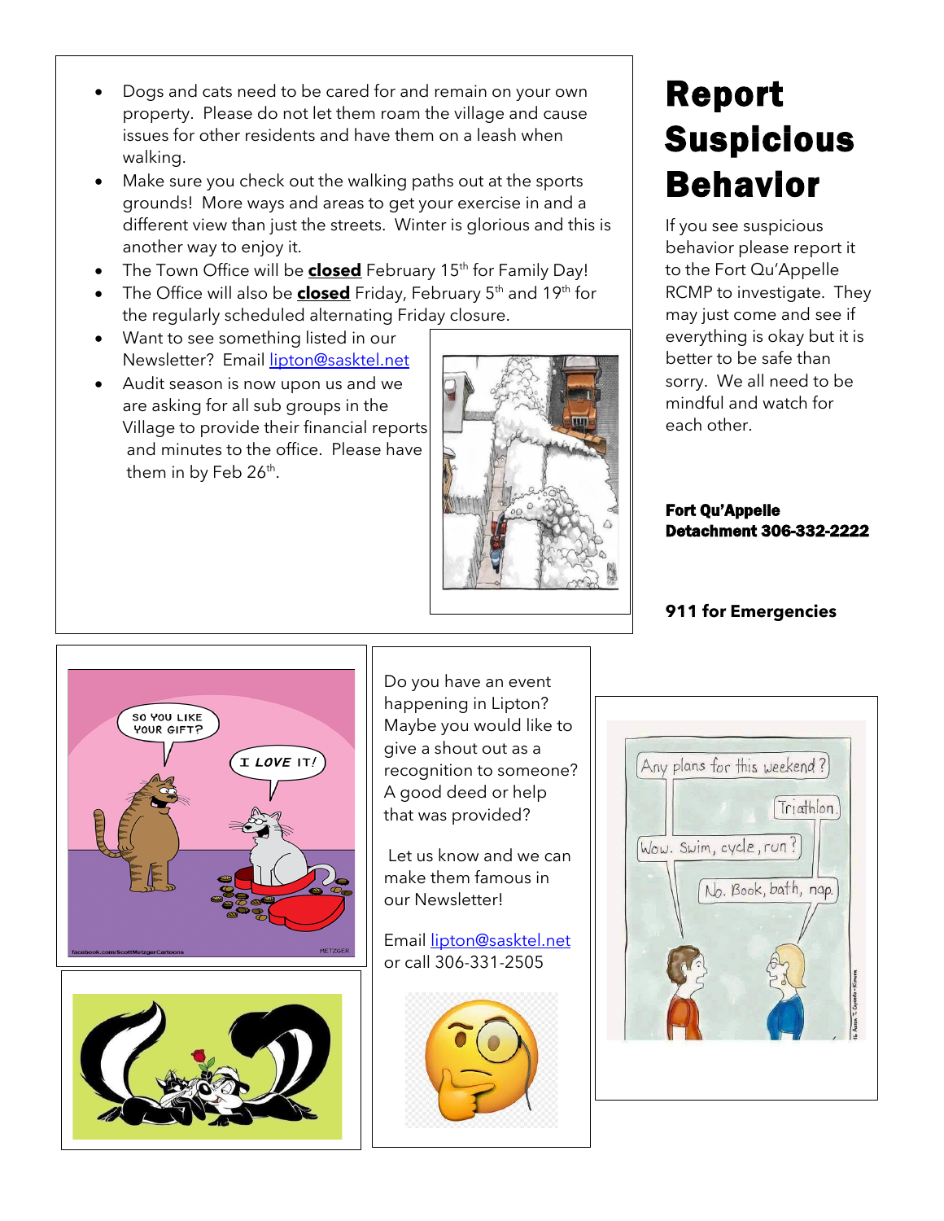- Dogs and cats need to be cared for and remain on your own property. Please do not let them roam the village and cause issues for other residents and have them on a leash when walking.
- Make sure you check out the walking paths out at the sports grounds! More ways and areas to get your exercise in and a different view than just the streets. Winter is glorious and this is another way to enjoy it.
- The Town Office will be **closed** February 15th for Family Day!
- The Office will also be **closed** Friday, February 5th and 19th for the regularly scheduled alternating Friday closure.
- Want to see something listed in our Newsletter? Email lipton@sasktel.net
- Audit season is now upon us and we are asking for all sub groups in the Village to provide their financial reports and minutes to the office. Please have them in by Feb 26th.

# Report Suspicious Behavior

If you see suspicious behavior please report it to the Fort Qu'Appelle RCMP to investigate. They may just come and see if everything is okay but it is better to be safe than sorry. We all need to be mindful and watch for each other.

**Fort Qu'Appelle Detachment 306-332-2222**

**911 for Emergencies**

Do you have an event happening in Lipton? Maybe you would like to give a shout out as a recognition to someone? A good deed or help that was provided?

Let us know and we can make them famous in our Newsletter!

Email lipton@sasktel.net or call 306-331-2505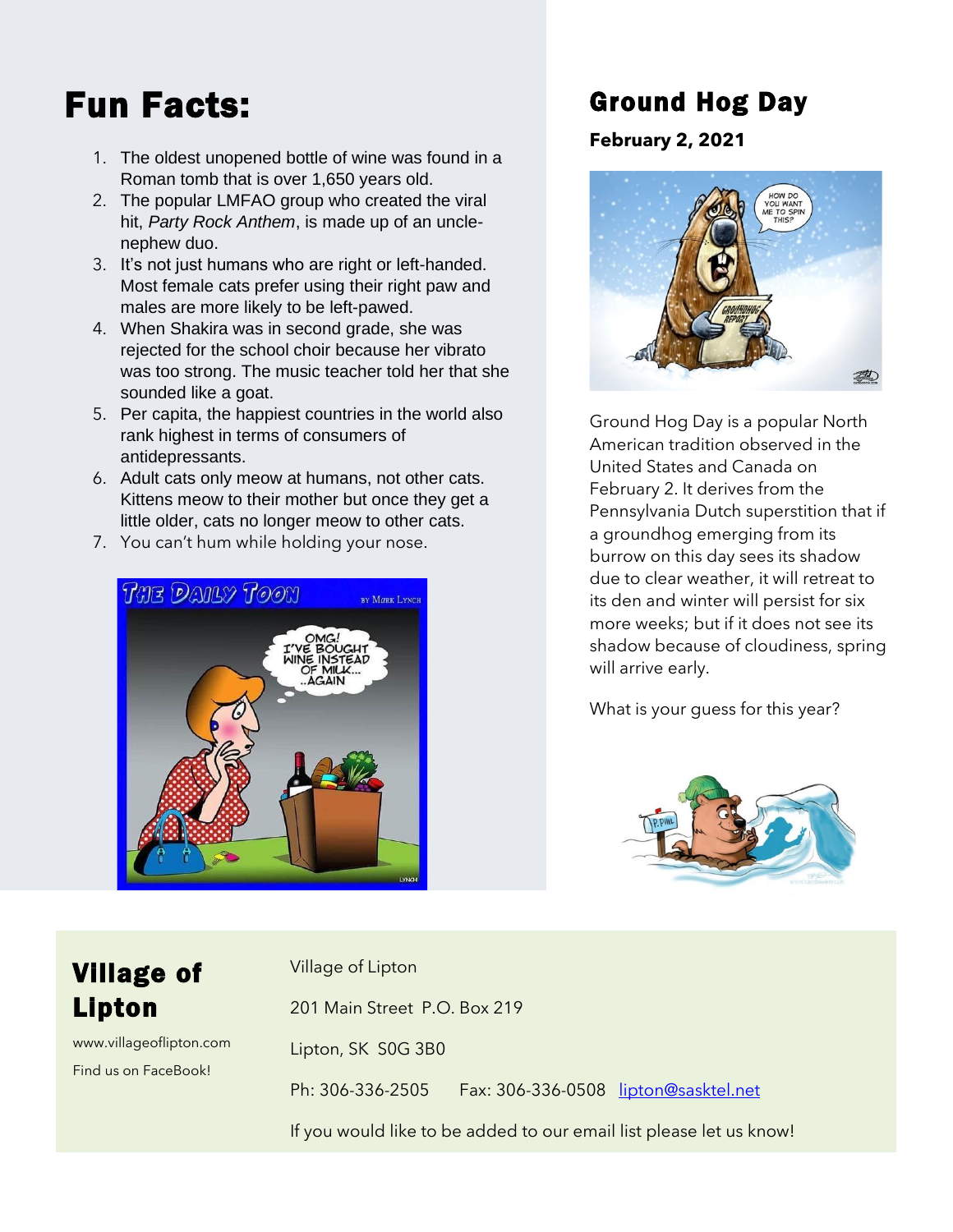# Fun Facts:

1. The oldest unopened bottle of wine was found in a Roman tomb that is over 1,650 years old.
2. The popular LMFAO group who created the viral hit, *Party Rock Anthem*, is made up of an uncle-nephew duo.
3. It's not just humans who are right or left-handed. Most female cats prefer using their right paw and males are more likely to be left-pawed.
4. When Shakira was in second grade, she was rejected for the school choir because her vibrato was too strong. The music teacher told her that she sounded like a goat.
5. Per capita, the happiest countries in the world also rank highest in terms of consumers of antidepressants.
6. Adult cats only meow at humans, not other cats. Kittens meow to their mother but once they get a little older, cats no longer meow to other cats.
7. You can't hum while holding your nose.

# Ground Hog Day

**February 2, 2021**

Ground Hog Day is a popular North American tradition observed in the United States and Canada on February 2. It derives from the Pennsylvania Dutch superstition that if a groundhog emerging from its burrow on this day sees its shadow due to clear weather, it will retreat to its den and winter will persist for six more weeks; but if it does not see its shadow because of cloudiness, spring will arrive early.

What is your guess for this year?

## Village of Lipton

www.villageoflipton.com

Find us on FaceBook!

Village of Lipton

201 Main Street P.O. Box 219

Lipton, SK S0G 3B0

Ph: 306-336-2505 Fax: 306-336-0508 lipton@sasktel.net

If you would like to be added to our email list please let us know!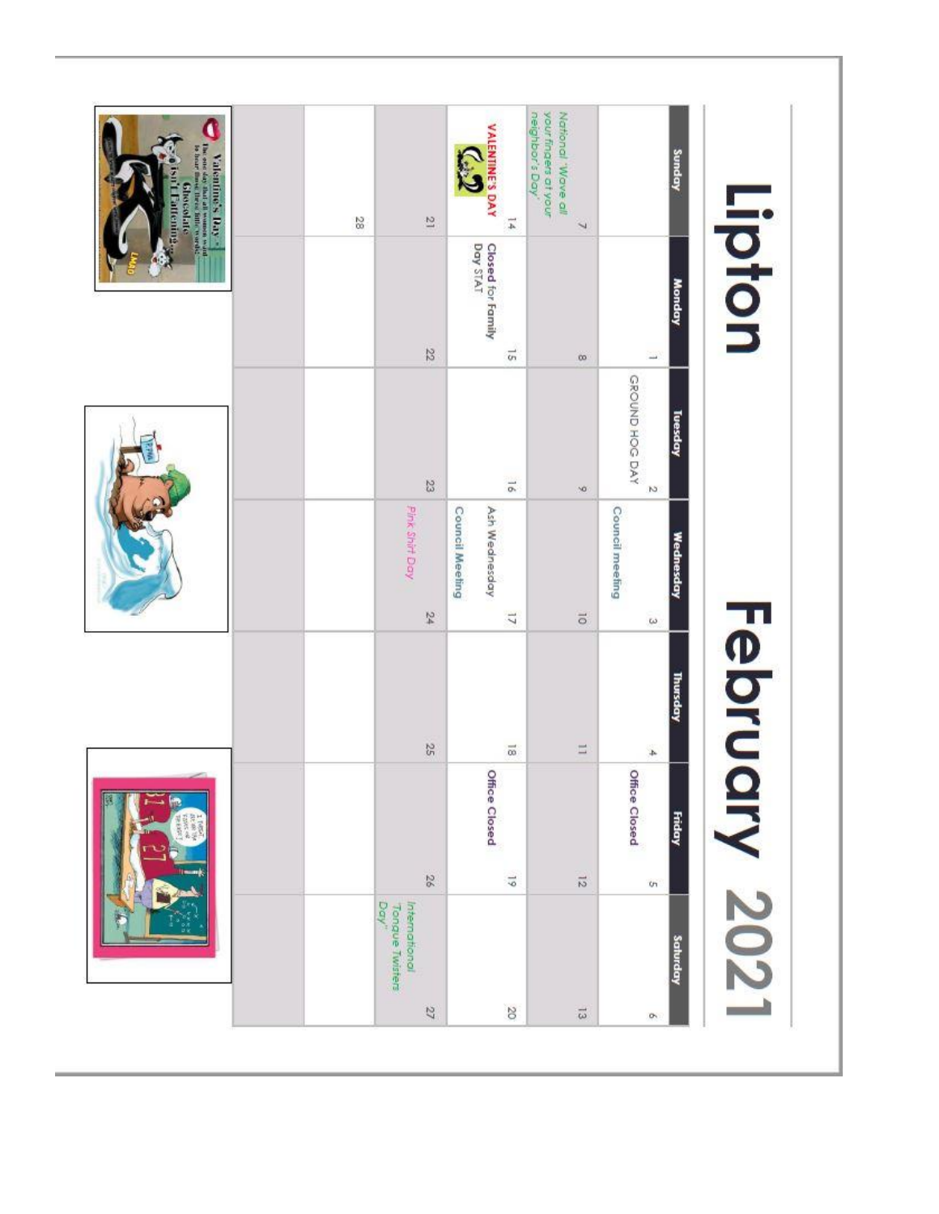# Lipton February 2021

| Sunday | Monday | Tuesday | Wednesday | Thursday | Friday | Saturday |
|---|---|---|---|---|---|---|
| | 1 | 2 GROUND HOG DAY | 3 Council meeting | 4 | 5 Office Closed | 6 |
| 7 National 'Wave all your fingers at your neighbor's Day' | 8 | 9 | 10 | 11 | 12 | 13 |
| 14 VALENTINE'S DAY | 15 Closed for Family Day STAT | 16 | 17 Ash Wednesday Council Meeting | 18 | 19 Office Closed | 20 |
| 21 | 22 | 23 | 24 Pink Shirt Day | 25 | 26 | 27 International 'Tongue Twisters Day' |
| 28 | | | | | | |